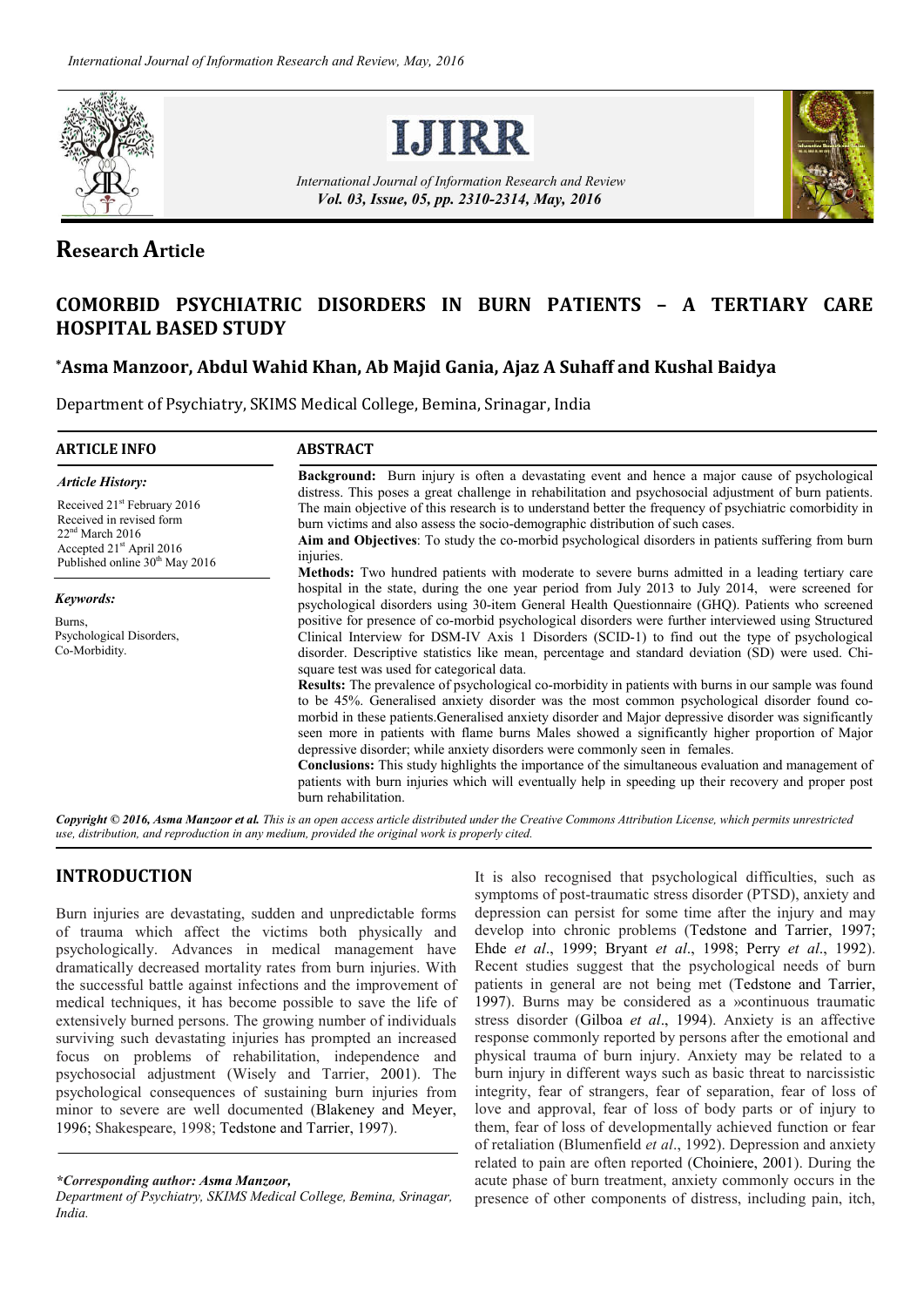# Research Article

# COMORBID PSYCHIATRIC DISORDERS IN BURN PATIENTS – A TERTIARY CARE HOSPITAL BASED STUDY

**\*Asma Manzoor, Abdul Wahid Khan, Ab Majid Gania, Ajaz A Suhaff and Kushal Baidya**

Department of Psychiatry, SKIMS Medical College, Bemina, Srinagar, India

**ARTICLE INFO**

*Article History:*

Received 21st February 2016
Received in revised form 22nd March 2016
Accepted 21st April 2016
Published online 30th May 2016

*Keywords:*

Burns,
Psychological Disorders,
Co-Morbidity.

**ABSTRACT**

**Background:** Burn injury is often a devastating event and hence a major cause of psychological distress. This poses a great challenge in rehabilitation and psychosocial adjustment of burn patients. The main objective of this research is to understand better the frequency of psychiatric comorbidity in burn victims and also assess the socio-demographic distribution of such cases.

**Aim and Objectives**: To study the co-morbid psychological disorders in patients suffering from burn injuries.

**Methods:** Two hundred patients with moderate to severe burns admitted in a leading tertiary care hospital in the state, during the one year period from July 2013 to July 2014, were screened for psychological disorders using 30-item General Health Questionnaire (GHQ). Patients who screened positive for presence of co-morbid psychological disorders were further interviewed using Structured Clinical Interview for DSM-IV Axis 1 Disorders (SCID-1) to find out the type of psychological disorder. Descriptive statistics like mean, percentage and standard deviation (SD) were used. Chi-square test was used for categorical data.

**Results:** The prevalence of psychological co-morbidity in patients with burns in our sample was found to be 45%. Generalised anxiety disorder was the most common psychological disorder found co-morbid in these patients.Generalised anxiety disorder and Major depressive disorder was significantly seen more in patients with flame burns Males showed a significantly higher proportion of Major depressive disorder; while anxiety disorders were commonly seen in females.

**Conclusions:** This study highlights the importance of the simultaneous evaluation and management of patients with burn injuries which will eventually help in speeding up their recovery and proper post burn rehabilitation.

***Copyright © 2016, Asma Manzoor et al.*** *This is an open access article distributed under the Creative Commons Attribution License, which permits unrestricted use, distribution, and reproduction in any medium, provided the original work is properly cited.*

## INTRODUCTION

Burn injuries are devastating, sudden and unpredictable forms of trauma which affect the victims both physically and psychologically. Advances in medical management have dramatically decreased mortality rates from burn injuries. With the successful battle against infections and the improvement of medical techniques, it has become possible to save the life of extensively burned persons. The growing number of individuals surviving such devastating injuries has prompted an increased focus on problems of rehabilitation, independence and psychosocial adjustment (Wisely and Tarrier, 2001). The psychological consequences of sustaining burn injuries from minor to severe are well documented (Blakeney and Meyer, 1996; Shakespeare, 1998; Tedstone and Tarrier, 1997).

It is also recognised that psychological difficulties, such as symptoms of post-traumatic stress disorder (PTSD), anxiety and depression can persist for some time after the injury and may develop into chronic problems (Tedstone and Tarrier, 1997; Ehde *et al*., 1999; Bryant *et al*., 1998; Perry *et al*., 1992). Recent studies suggest that the psychological needs of burn patients in general are not being met (Tedstone and Tarrier, 1997). Burns may be considered as a »continuous traumatic stress disorder (Gilboa *et al*., 1994). Anxiety is an affective response commonly reported by persons after the emotional and physical trauma of burn injury. Anxiety may be related to a burn injury in different ways such as basic threat to narcissistic integrity, fear of strangers, fear of separation, fear of loss of love and approval, fear of loss of body parts or of injury to them, fear of loss of developmentally achieved function or fear of retaliation (Blumenfield *et al*., 1992). Depression and anxiety related to pain are often reported (Choiniere, 2001). During the acute phase of burn treatment, anxiety commonly occurs in the presence of other components of distress, including pain, itch,

*\*Corresponding author: Asma Manzoor,*
*Department of Psychiatry, SKIMS Medical College, Bemina, Srinagar, India.*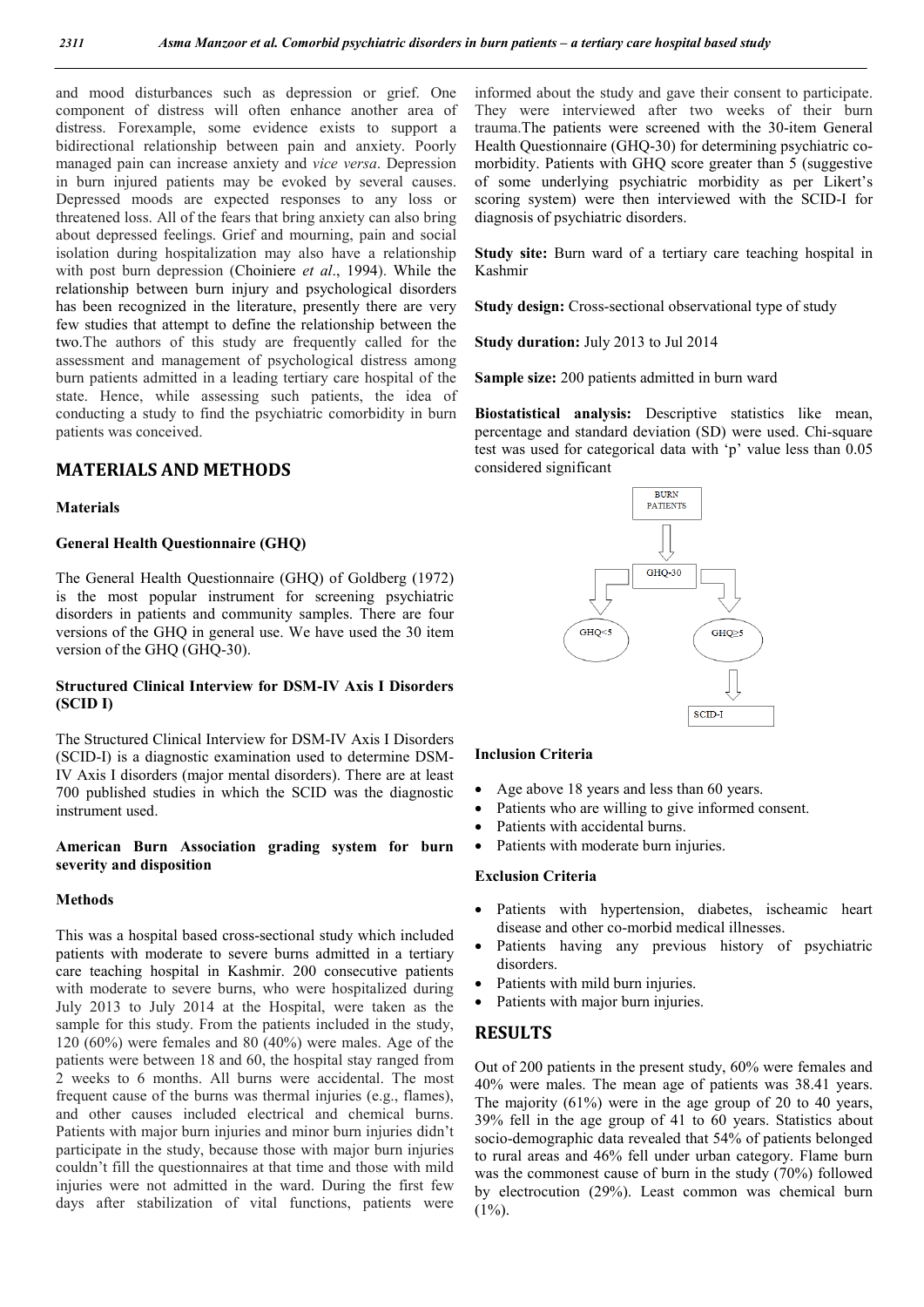and mood disturbances such as depression or grief. One component of distress will often enhance another area of distress. Forexample, some evidence exists to support a bidirectional relationship between pain and anxiety. Poorly managed pain can increase anxiety and *vice versa*. Depression in burn injured patients may be evoked by several causes. Depressed moods are expected responses to any loss or threatened loss. All of the fears that bring anxiety can also bring about depressed feelings. Grief and mourning, pain and social isolation during hospitalization may also have a relationship with post burn depression (Choiniere *et al*., 1994). While the relationship between burn injury and psychological disorders has been recognized in the literature, presently there are very few studies that attempt to define the relationship between the two.The authors of this study are frequently called for the assessment and management of psychological distress among burn patients admitted in a leading tertiary care hospital of the state. Hence, while assessing such patients, the idea of conducting a study to find the psychiatric comorbidity in burn patients was conceived.

## MATERIALS AND METHODS

### Materials

#### General Health Questionnaire (GHQ)

The General Health Questionnaire (GHQ) of Goldberg (1972) is the most popular instrument for screening psychiatric disorders in patients and community samples. There are four versions of the GHQ in general use. We have used the 30 item version of the GHQ (GHQ-30).

#### Structured Clinical Interview for DSM-IV Axis I Disorders (SCID I)

The Structured Clinical Interview for DSM-IV Axis I Disorders (SCID-I) is a diagnostic examination used to determine DSM-IV Axis I disorders (major mental disorders). There are at least 700 published studies in which the SCID was the diagnostic instrument used.

#### American Burn Association grading system for burn severity and disposition

### Methods

This was a hospital based cross-sectional study which included patients with moderate to severe burns admitted in a tertiary care teaching hospital in Kashmir. 200 consecutive patients with moderate to severe burns, who were hospitalized during July 2013 to July 2014 at the Hospital, were taken as the sample for this study. From the patients included in the study, 120 (60%) were females and 80 (40%) were males. Age of the patients were between 18 and 60, the hospital stay ranged from 2 weeks to 6 months. All burns were accidental. The most frequent cause of the burns was thermal injuries (e.g., flames), and other causes included electrical and chemical burns. Patients with major burn injuries and minor burn injuries didn't participate in the study, because those with major burn injuries couldn't fill the questionnaires at that time and those with mild injuries were not admitted in the ward. During the first few days after stabilization of vital functions, patients were informed about the study and gave their consent to participate. They were interviewed after two weeks of their burn trauma.The patients were screened with the 30-item General Health Questionnaire (GHQ-30) for determining psychiatric co-morbidity. Patients with GHQ score greater than 5 (suggestive of some underlying psychiatric morbidity as per Likert's scoring system) were then interviewed with the SCID-I for diagnosis of psychiatric disorders.

**Study site:** Burn ward of a tertiary care teaching hospital in Kashmir

**Study design:** Cross-sectional observational type of study

**Study duration:** July 2013 to Jul 2014

**Sample size:** 200 patients admitted in burn ward

**Biostatistical analysis:** Descriptive statistics like mean, percentage and standard deviation (SD) were used. Chi-square test was used for categorical data with 'p' value less than 0.05 considered significant

BURN PATIENTS → GHQ-30 → GHQ<5 / GHQ≥5 → SCID-I

### Inclusion Criteria

- Age above 18 years and less than 60 years.
- Patients who are willing to give informed consent.
- Patients with accidental burns.
- Patients with moderate burn injuries.

### Exclusion Criteria

- Patients with hypertension, diabetes, ischeamic heart disease and other co-morbid medical illnesses.
- Patients having any previous history of psychiatric disorders.
- Patients with mild burn injuries.
- Patients with major burn injuries.

## RESULTS

Out of 200 patients in the present study, 60% were females and 40% were males. The mean age of patients was 38.41 years. The majority (61%) were in the age group of 20 to 40 years, 39% fell in the age group of 41 to 60 years. Statistics about socio-demographic data revealed that 54% of patients belonged to rural areas and 46% fell under urban category. Flame burn was the commonest cause of burn in the study (70%) followed by electrocution (29%). Least common was chemical burn (1%).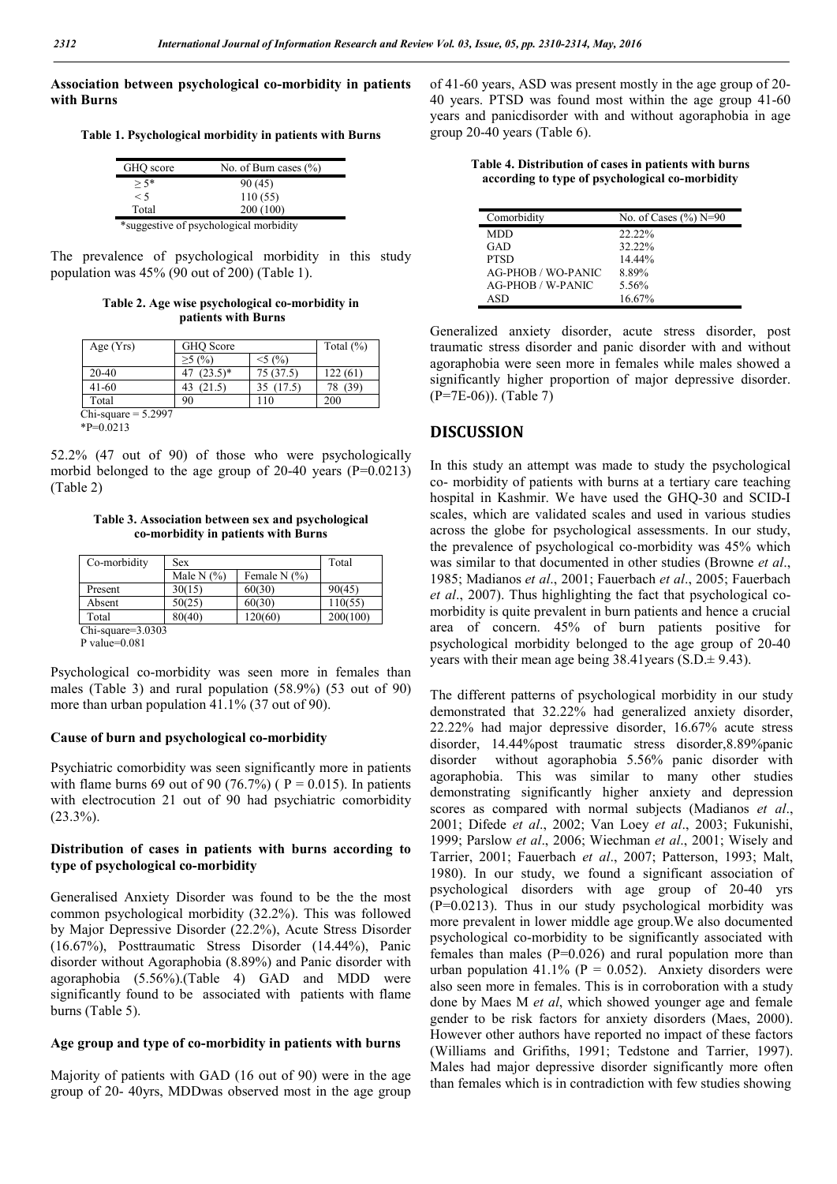**Association between psychological co-morbidity in patients with Burns**

**Table 1. Psychological morbidity in patients with Burns**

| GHQ score | No. of Burn cases (%) |
|---|---|
| ≥ 5* | 90 (45) |
| < 5 | 110 (55) |
| Total | 200 (100) |

*suggestive of psychological morbidity

The prevalence of psychological morbidity in this study population was 45% (90 out of 200) (Table 1).

**Table 2. Age wise psychological co-morbidity in patients with Burns**

| Age (Yrs) | GHQ Score | | Total (%) |
|---|---|---|---|
| | ≥5 (%) | <5 (%) | |
| 20-40 | 47 (23.5)* | 75 (37.5) | 122 (61) |
| 41-60 | 43 (21.5) | 35 (17.5) | 78 (39) |
| Total | 90 | 110 | 200 |

Chi-square = 5.2997
*P=0.0213

52.2% (47 out of 90) of those who were psychologically morbid belonged to the age group of 20-40 years (P=0.0213) (Table 2)

**Table 3. Association between sex and psychological co-morbidity in patients with Burns**

| Co-morbidity | Sex | | Total |
|---|---|---|---|
| | Male N (%) | Female N (%) | |
| Present | 30(15) | 60(30) | 90(45) |
| Absent | 50(25) | 60(30) | 110(55) |
| Total | 80(40) | 120(60) | 200(100) |

Chi-square=3.0303
P value=0.081

Psychological co-morbidity was seen more in females than males (Table 3) and rural population (58.9%) (53 out of 90) more than urban population 41.1% (37 out of 90).

**Cause of burn and psychological co-morbidity**

Psychiatric comorbidity was seen significantly more in patients with flame burns 69 out of 90 (76.7%) ( P = 0.015). In patients with electrocution 21 out of 90 had psychiatric comorbidity (23.3%).

**Distribution of cases in patients with burns according to type of psychological co-morbidity**

Generalised Anxiety Disorder was found to be the the most common psychological morbidity (32.2%). This was followed by Major Depressive Disorder (22.2%), Acute Stress Disorder (16.67%), Posttraumatic Stress Disorder (14.44%), Panic disorder without Agoraphobia (8.89%) and Panic disorder with agoraphobia (5.56%).(Table 4) GAD and MDD were significantly found to be associated with patients with flame burns (Table 5).

**Age group and type of co-morbidity in patients with burns**

Majority of patients with GAD (16 out of 90) were in the age group of 20- 40yrs, MDDwas observed most in the age group of 41-60 years, ASD was present mostly in the age group of 20-40 years. PTSD was found most within the age group 41-60 years and panicdisorder with and without agoraphobia in age group 20-40 years (Table 6).

**Table 4. Distribution of cases in patients with burns according to type of psychological co-morbidity**

| Comorbidity | No. of Cases (%) N=90 |
|---|---|
| MDD | 22.22% |
| GAD | 32.22% |
| PTSD | 14.44% |
| AG-PHOB / WO-PANIC | 8.89% |
| AG-PHOB / W-PANIC | 5.56% |
| ASD | 16.67% |

Generalized anxiety disorder, acute stress disorder, post traumatic stress disorder and panic disorder with and without agoraphobia were seen more in females while males showed a significantly higher proportion of major depressive disorder. (P=7E-06)). (Table 7)

## DISCUSSION

In this study an attempt was made to study the psychological co- morbidity of patients with burns at a tertiary care teaching hospital in Kashmir. We have used the GHQ-30 and SCID-I scales, which are validated scales and used in various studies across the globe for psychological assessments. In our study, the prevalence of psychological co-morbidity was 45% which was similar to that documented in other studies (Browne *et al*., 1985; Madianos *et al*., 2001; Fauerbach *et al*., 2005; Fauerbach *et al*., 2007). Thus highlighting the fact that psychological co-morbidity is quite prevalent in burn patients and hence a crucial area of concern. 45% of burn patients positive for psychological morbidity belonged to the age group of 20-40 years with their mean age being 38.41years (S.D.± 9.43).

The different patterns of psychological morbidity in our study demonstrated that 32.22% had generalized anxiety disorder, 22.22% had major depressive disorder, 16.67% acute stress disorder, 14.44%post traumatic stress disorder,8.89%panic disorder without agoraphobia 5.56% panic disorder with agoraphobia. This was similar to many other studies demonstrating significantly higher anxiety and depression scores as compared with normal subjects (Madianos *et al*., 2001; Difede *et al*., 2002; Van Loey *et al*., 2003; Fukunishi, 1999; Parslow *et al*., 2006; Wiechman *et al*., 2001; Wisely and Tarrier, 2001; Fauerbach *et al*., 2007; Patterson, 1993; Malt, 1980). In our study, we found a significant association of psychological disorders with age group of 20-40 yrs (P=0.0213). Thus in our study psychological morbidity was more prevalent in lower middle age group.We also documented psychological co-morbidity to be significantly associated with females than males (P=0.026) and rural population more than urban population 41.1% (P = 0.052). Anxiety disorders were also seen more in females. This is in corroboration with a study done by Maes M *et al*, which showed younger age and female gender to be risk factors for anxiety disorders (Maes, 2000). However other authors have reported no impact of these factors (Williams and Grifiths, 1991; Tedstone and Tarrier, 1997). Males had major depressive disorder significantly more often than females which is in contradiction with few studies showing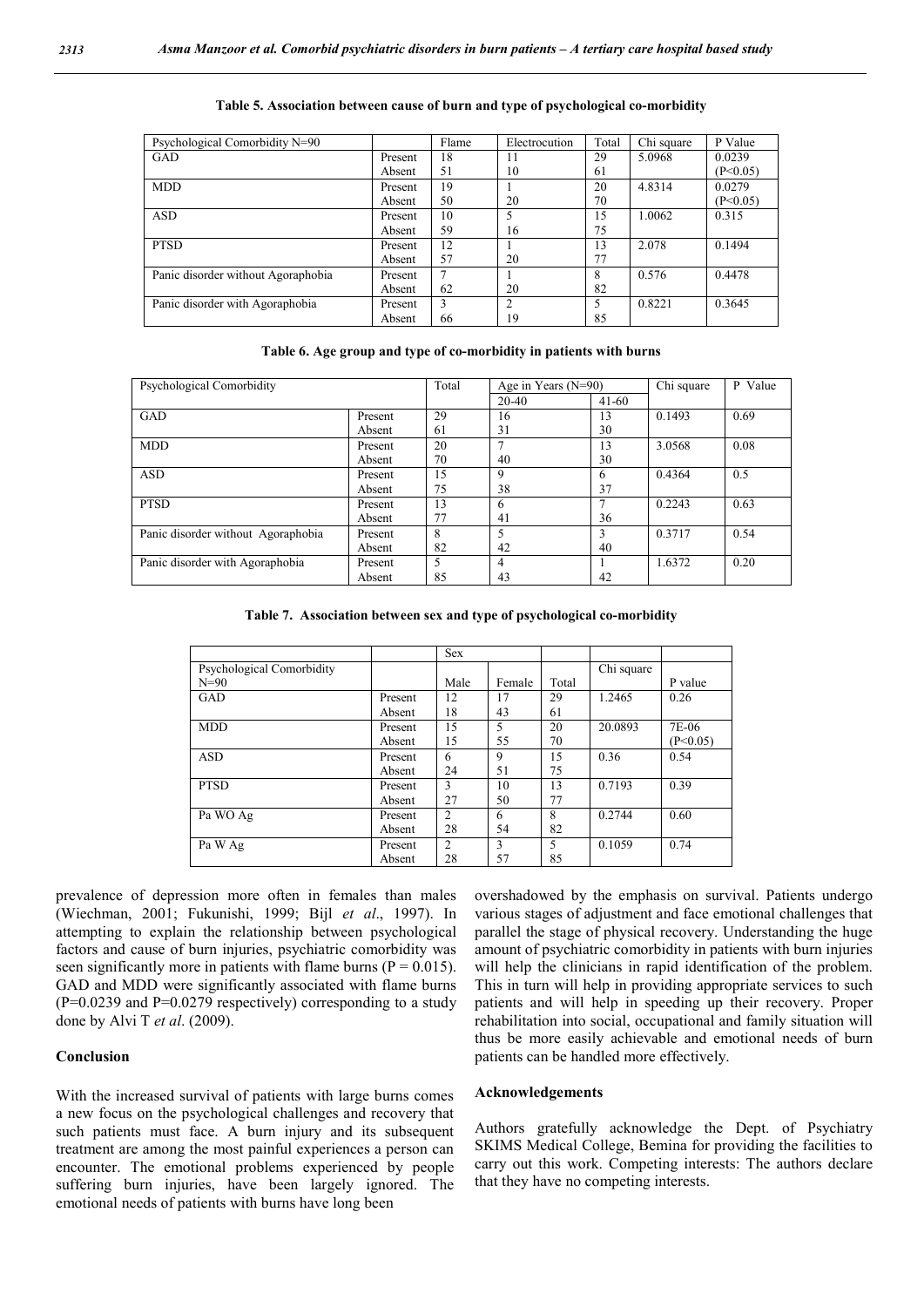**Table 5. Association between cause of burn and type of psychological co-morbidity**

| Psychological Comorbidity N=90 | | Flame | Electrocution | Total | Chi square | P Value |
|---|---|---|---|---|---|---|
| GAD | Present | 18 | 11 | 29 | 5.0968 | 0.0239 |
| | Absent | 51 | 10 | 61 | | (P<0.05) |
| MDD | Present | 19 | 1 | 20 | 4.8314 | 0.0279 |
| | Absent | 50 | 20 | 70 | | (P<0.05) |
| ASD | Present | 10 | 5 | 15 | 1.0062 | 0.315 |
| | Absent | 59 | 16 | 75 | | |
| PTSD | Present | 12 | 1 | 13 | 2.078 | 0.1494 |
| | Absent | 57 | 20 | 77 | | |
| Panic disorder without Agoraphobia | Present | 7 | 1 | 8 | 0.576 | 0.4478 |
| | Absent | 62 | 20 | 82 | | |
| Panic disorder with Agoraphobia | Present | 3 | 2 | 5 | 0.8221 | 0.3645 |
| | Absent | 66 | 19 | 85 | | |

**Table 6. Age group and type of co-morbidity in patients with burns**

| Psychological Comorbidity | | Total | Age in Years (N=90) | | Chi square | P Value |
|---|---|---|---|---|---|---|
| | | | 20-40 | 41-60 | | |
| GAD | Present | 29 | 16 | 13 | 0.1493 | 0.69 |
| | Absent | 61 | 31 | 30 | | |
| MDD | Present | 20 | 7 | 13 | 3.0568 | 0.08 |
| | Absent | 70 | 40 | 30 | | |
| ASD | Present | 15 | 9 | 6 | 0.4364 | 0.5 |
| | Absent | 75 | 38 | 37 | | |
| PTSD | Present | 13 | 6 | 7 | 0.2243 | 0.63 |
| | Absent | 77 | 41 | 36 | | |
| Panic disorder without Agoraphobia | Present | 8 | 5 | 3 | 0.3717 | 0.54 |
| | Absent | 82 | 42 | 40 | | |
| Panic disorder with Agoraphobia | Present | 5 | 4 | 1 | 1.6372 | 0.20 |
| | Absent | 85 | 43 | 42 | | |

**Table 7. Association between sex and type of psychological co-morbidity**

| Psychological Comorbidity N=90 | | Sex | | | Chi square | P value |
|---|---|---|---|---|---|---|
| | | Male | Female | Total | | |
| GAD | Present | 12 | 17 | 29 | 1.2465 | 0.26 |
| | Absent | 18 | 43 | 61 | | |
| MDD | Present | 15 | 5 | 20 | 20.0893 | 7E-06 |
| | Absent | 15 | 55 | 70 | | (P<0.05) |
| ASD | Present | 6 | 9 | 15 | 0.36 | 0.54 |
| | Absent | 24 | 51 | 75 | | |
| PTSD | Present | 3 | 10 | 13 | 0.7193 | 0.39 |
| | Absent | 27 | 50 | 77 | | |
| Pa WO Ag | Present | 2 | 6 | 8 | 0.2744 | 0.60 |
| | Absent | 28 | 54 | 82 | | |
| Pa W Ag | Present | 2 | 3 | 5 | 0.1059 | 0.74 |
| | Absent | 28 | 57 | 85 | | |

prevalence of depression more often in females than males (Wiechman, 2001; Fukunishi, 1999; Bijl *et al*., 1997). In attempting to explain the relationship between psychological factors and cause of burn injuries, psychiatric comorbidity was seen significantly more in patients with flame burns ($P = 0.015$). GAD and MDD were significantly associated with flame burns ($P=0.0239$ and $P=0.0279$ respectively) corresponding to a study done by Alvi T *et al*. (2009).

## Conclusion

With the increased survival of patients with large burns comes a new focus on the psychological challenges and recovery that such patients must face. A burn injury and its subsequent treatment are among the most painful experiences a person can encounter. The emotional problems experienced by people suffering burn injuries, have been largely ignored. The emotional needs of patients with burns have long been overshadowed by the emphasis on survival. Patients undergo various stages of adjustment and face emotional challenges that parallel the stage of physical recovery. Understanding the huge amount of psychiatric comorbidity in patients with burn injuries will help the clinicians in rapid identification of the problem. This in turn will help in providing appropriate services to such patients and will help in speeding up their recovery. Proper rehabilitation into social, occupational and family situation will thus be more easily achievable and emotional needs of burn patients can be handled more effectively.

## Acknowledgements

Authors gratefully acknowledge the Dept. of Psychiatry SKIMS Medical College, Bemina for providing the facilities to carry out this work. Competing interests: The authors declare that they have no competing interests.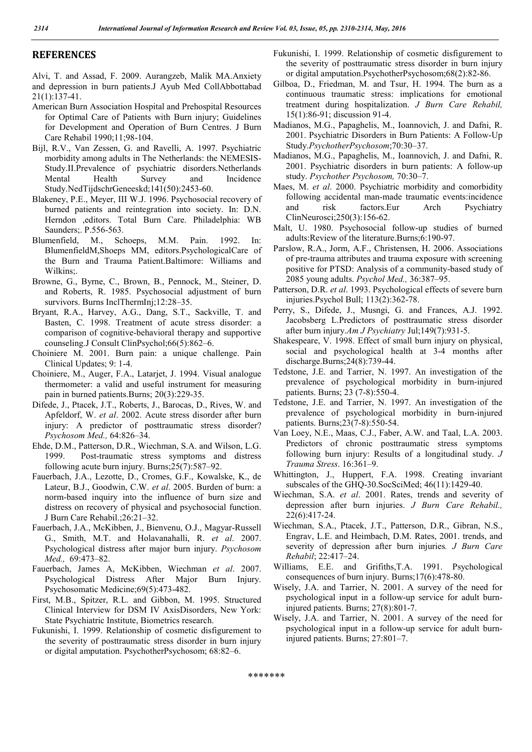## REFERENCES

Alvi, T. and Assad, F. 2009. Aurangzeb, Malik MA.Anxiety and depression in burn patients.J Ayub Med CollAbbottabad 21(1):137-41.

American Burn Association Hospital and Prehospital Resources for Optimal Care of Patients with Burn injury; Guidelines for Development and Operation of Burn Centres. J Burn Care Rehabil 1990;11;98-104.

Bijl, R.V., Van Zessen, G. and Ravelli, A. 1997. Psychiatric morbidity among adults in The Netherlands: the NEMESIS-Study.II.Prevalence of psychiatric disorders.Netherlands Mental Health Survey and Incidence Study.NedTijdschrGeneeskd;141(50):2453-60.

Blakeney, P.E., Meyer, III W.J. 1996. Psychosocial recovery of burned patients and reintegration into society. In: D.N. Herndon ,editors. Total Burn Care. Philadelphia: WB Saunders;. P.556-563.

Blumenfield, M., Schoeps, M.M. Pain. 1992. In: BlumenfieldM,Shoeps MM, editors.PsychologicalCare of the Burn and Trauma Patient.Baltimore: Williams and Wilkins;.

Browne, G., Byrne, C., Brown, B., Pennock, M., Steiner, D. and Roberts, R. 1985. Psychosocial adjustment of burn survivors. Burns InclThermInj;12:28–35.

Bryant, R.A., Harvey, A.G., Dang, S.T., Sackville, T. and Basten, C. 1998. Treatment of acute stress disorder: a comparison of cognitive-behavioral therapy and supportive counseling.J Consult ClinPsychol;66(5):862–6.

Choiniere M. 2001. Burn pain: a unique challenge. Pain Clinical Updates; 9: 1-4.

Choiniere, M., Auger, F.A., Latarjet, J. 1994. Visual analogue thermometer: a valid and useful instrument for measuring pain in burned patients.Burns; 20(3):229-35.

Difede, J., Ptacek, J.T., Roberts, J., Barocas, D., Rives, W. and Apfeldorf, W. *et al*. 2002. Acute stress disorder after burn injury: A predictor of posttraumatic stress disorder? *Psychosom Med.,* 64:826–34.

Ehde, D.M., Patterson, D.R., Wiechman, S.A. and Wilson, L.G. 1999. Post-traumatic stress symptoms and distress following acute burn injury. Burns;25(7):587–92.

Fauerbach, J.A., Lezotte, D., Cromes, G.F., Kowalske, K., de Lateur, B.J., Goodwin, C.W. *et al*. 2005. Burden of burn: a norm-based inquiry into the influence of burn size and distress on recovery of physical and psychosocial function. J Burn Care Rehabil.;26:21–32.

Fauerbach, J.A., McKibben, J., Bienvenu, O.J., Magyar-Russell G., Smith, M.T. and Holavanahalli, R. *et al*. 2007. Psychological distress after major burn injury. *Psychosom Med.,* 69:473–82.

Fauerbach, James A, McKibben, Wiechman *et al*. 2007. Psychological Distress After Major Burn Injury. Psychosomatic Medicine;69(5):473-482.

First, M.B., Spitzer, R.L. and Gibbon, M. 1995. Structured Clinical Interview for DSM IV AxisDisorders, New York: State Psychiatric Institute, Biometrics research.

Fukunishi, I. 1999. Relationship of cosmetic disfigurement to the severity of posttraumatic stress disorder in burn injury or digital amputation. PsychotherPsychosom; 68:82–6.

Fukunishi, I. 1999. Relationship of cosmetic disfigurement to the severity of posttraumatic stress disorder in burn injury or digital amputation.PsychotherPsychosom;68(2):82-86.

Gilboa, D., Friedman, M. and Tsur, H. 1994. The burn as a continuous traumatic stress: implications for emotional treatment during hospitalization. *J Burn Care Rehabil,* 15(1):86-91; discussion 91-4.

Madianos, M.G., Papaghelis, M., Ioannovich, J. and Dafni, R. 2001. Psychiatric Disorders in Burn Patients: A Follow-Up Study.*PsychotherPsychosom*;70:30–37.

Madianos, M.G., Papaghelis, M., Ioannovich, J. and Dafni, R. 2001. Psychiatric disorders in burn patients: A follow-up study. *Psychother Psychosom,* 70:30–7.

Maes, M. *et al*. 2000. Psychiatric morbidity and comorbidity following accidental man-made traumatic events:incidence and risk factors.Eur Arch Psychiatry ClinNeurosci;250(3):156-62.

Malt, U. 1980. Psychosocial follow-up studies of burned adults:Review of the literature.Burns;6:190-97.

Parslow, R.A., Jorm, A.F., Christensen, H. 2006. Associations of pre-trauma attributes and trauma exposure with screening positive for PTSD: Analysis of a community-based study of 2085 young adults. *Psychol Med.,* 36:387–95.

Patterson, D.R. *et al*. 1993. Psychological effects of severe burn injuries.Psychol Bull; 113(2):362-78.

Perry, S., Difede, J., Musngi, G. and Frances, A.J. 1992. Jacobsberg L.Predictors of posttraumatic stress disorder after burn injury.*Am J Psychiatry* Jul;149(7):931-5.

Shakespeare, V. 1998. Effect of small burn injury on physical, social and psychological health at 3-4 months after discharge.Burns;24(8):739-44.

Tedstone, J.E. and Tarrier, N. 1997. An investigation of the prevalence of psychological morbidity in burn-injured patients. Burns; 23 (7-8):550-4.

Tedstone, J.E. and Tarrier, N. 1997. An investigation of the prevalence of psychological morbidity in burn-injured patients. Burns;23(7-8):550-54.

Van Loey, N.E., Maas, C.J., Faber, A.W. and Taal, L.A. 2003. Predictors of chronic posttraumatic stress symptoms following burn injury: Results of a longitudinal study. *J Trauma Stress*. 16:361–9.

Whittington, J., Huppert, F.A. 1998. Creating invariant subscales of the GHQ-30.SocSciMed; 46(11):1429-40.

Wiechman, S.A. *et al*. 2001. Rates, trends and severity of depression after burn injuries. *J Burn Care Rehabil.,* 22(6):417-24.

Wiechman, S.A., Ptacek, J.T., Patterson, D.R., Gibran, N.S., Engrav, L.E. and Heimbach, D.M. Rates, 2001. trends, and severity of depression after burn injuries*. J Burn Care Rehabil*; 22:417–24.

Williams, E.E. and Grifiths,T.A. 1991. Psychological consequences of burn injury. Burns;17(6):478-80.

Wisely, J.A. and Tarrier, N. 2001. A survey of the need for psychological input in a follow-up service for adult burn-injured patients. Burns; 27(8):801-7.

Wisely, J.A. and Tarrier, N. 2001. A survey of the need for psychological input in a follow-up service for adult burn-injured patients. Burns; 27:801–7.

*******